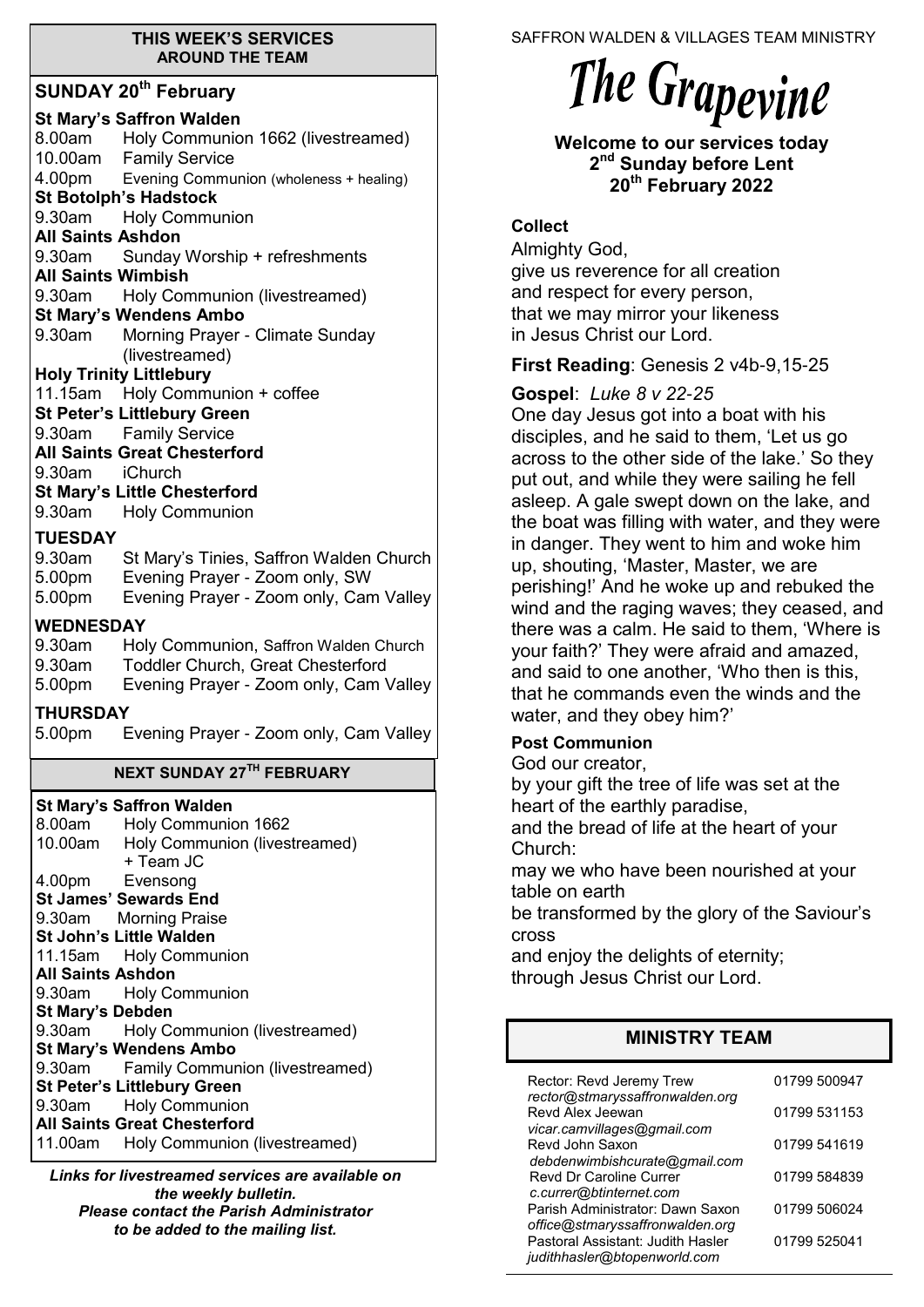## THIS WEEK'S SERVICES AROUND THE TEAM

### SUNDAY 20th February

**St Mary's Saffron Walden**
8.00am Holy Communion 1662 (livestreamed)
10.00am Family Service
4.00pm Evening Communion (wholeness + healing)

**St Botolph's Hadstock**
9.30am Holy Communion

**All Saints Ashdon**
9.30am Sunday Worship + refreshments

**All Saints Wimbish**
9.30am Holy Communion (livestreamed)

**St Mary's Wendens Ambo**
9.30am Morning Prayer - Climate Sunday (livestreamed)

**Holy Trinity Littlebury**
11.15am Holy Communion + coffee

**St Peter's Littlebury Green**
9.30am Family Service

**All Saints Great Chesterford**
9.30am iChurch

**St Mary's Little Chesterford**
9.30am Holy Communion

### TUESDAY

9.30am St Mary's Tinies, Saffron Walden Church
5.00pm Evening Prayer - Zoom only, SW
5.00pm Evening Prayer - Zoom only, Cam Valley

### WEDNESDAY

9.30am Holy Communion, Saffron Walden Church
9.30am Toddler Church, Great Chesterford
5.00pm Evening Prayer - Zoom only, Cam Valley

### THURSDAY

5.00pm Evening Prayer - Zoom only, Cam Valley

### NEXT SUNDAY 27TH FEBRUARY

**St Mary's Saffron Walden**
8.00am Holy Communion 1662
10.00am Holy Communion (livestreamed) + Team JC
4.00pm Evensong

**St James' Sewards End**
9.30am Morning Praise

**St John's Little Walden**
11.15am Holy Communion

**All Saints Ashdon**
9.30am Holy Communion

**St Mary's Debden**
9.30am Holy Communion (livestreamed)

**St Mary's Wendens Ambo**
9.30am Family Communion (livestreamed)

**St Peter's Littlebury Green**
9.30am Holy Communion

**All Saints Great Chesterford**
11.00am Holy Communion (livestreamed)

***Links for livestreamed services are available on the weekly bulletin. Please contact the Parish Administrator to be added to the mailing list.***

SAFFRON WALDEN & VILLAGES TEAM MINISTRY

# The Grapevine

**Welcome to our services today**
**2nd Sunday before Lent**
**20th February 2022**

**Collect**

Almighty God,
give us reverence for all creation
and respect for every person,
that we may mirror your likeness
in Jesus Christ our Lord.

**First Reading**: Genesis 2 v4b-9,15-25

**Gospel**: *Luke 8 v 22-25*

One day Jesus got into a boat with his disciples, and he said to them, 'Let us go across to the other side of the lake.' So they put out, and while they were sailing he fell asleep. A gale swept down on the lake, and the boat was filling with water, and they were in danger. They went to him and woke him up, shouting, 'Master, Master, we are perishing!' And he woke up and rebuked the wind and the raging waves; they ceased, and there was a calm. He said to them, 'Where is your faith?' They were afraid and amazed, and said to one another, 'Who then is this, that he commands even the winds and the water, and they obey him?'

**Post Communion**

God our creator,
by your gift the tree of life was set at the heart of the earthly paradise,
and the bread of life at the heart of your Church:
may we who have been nourished at your table on earth
be transformed by the glory of the Saviour's cross
and enjoy the delights of eternity;
through Jesus Christ our Lord.

## MINISTRY TEAM

| | |
|---|---|
| Rector: Revd Jeremy Trew *rector@stmaryssaffronwalden.org* | 01799 500947 |
| Revd Alex Jeewan *vicar.camvillages@gmail.com* | 01799 531153 |
| Revd John Saxon *debdenwimbishcurate@gmail.com* | 01799 541619 |
| Revd Dr Caroline Currer *c.currer@btinternet.com* | 01799 584839 |
| Parish Administrator: Dawn Saxon *office@stmaryssaffronwalden.org* | 01799 506024 |
| Pastoral Assistant: Judith Hasler *judithhasler@btopenworld.com* | 01799 525041 |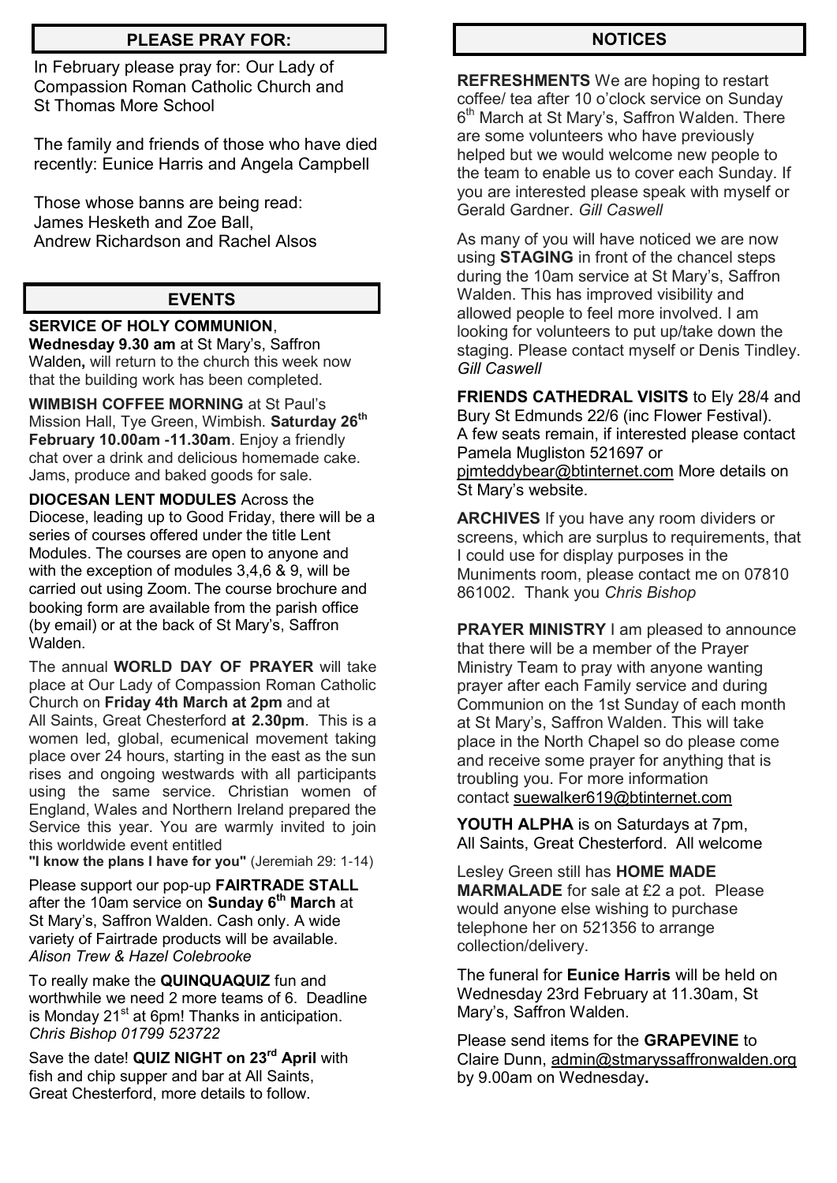## PLEASE PRAY FOR:

In February please pray for: Our Lady of Compassion Roman Catholic Church and St Thomas More School

The family and friends of those who have died recently: Eunice Harris and Angela Campbell

Those whose banns are being read:
James Hesketh and Zoe Ball,
Andrew Richardson and Rachel Alsos

## EVENTS

**SERVICE OF HOLY COMMUNION**, **Wednesday 9.30 am** at St Mary's, Saffron Walden**,** will return to the church this week now that the building work has been completed.

**WIMBISH COFFEE MORNING** at St Paul's Mission Hall, Tye Green, Wimbish. **Saturday 26th February 10.00am -11.30am**. Enjoy a friendly chat over a drink and delicious homemade cake. Jams, produce and baked goods for sale.

**DIOCESAN LENT MODULES** Across the Diocese, leading up to Good Friday, there will be a series of courses offered under the title Lent Modules. The courses are open to anyone and with the exception of modules 3,4,6 & 9, will be carried out using Zoom. The course brochure and booking form are available from the parish office (by email) or at the back of St Mary's, Saffron Walden.

The annual **WORLD DAY OF PRAYER** will take place at Our Lady of Compassion Roman Catholic Church on **Friday 4th March at 2pm** and at All Saints, Great Chesterford **at 2.30pm**. This is a women led, global, ecumenical movement taking place over 24 hours, starting in the east as the sun rises and ongoing westwards with all participants using the same service. Christian women of England, Wales and Northern Ireland prepared the Service this year. You are warmly invited to join this worldwide event entitled
**"I know the plans I have for you"** (Jeremiah 29: 1-14)

Please support our pop-up **FAIRTRADE STALL** after the 10am service on **Sunday 6th March** at St Mary's, Saffron Walden. Cash only. A wide variety of Fairtrade products will be available.
*Alison Trew & Hazel Colebrooke*

To really make the **QUINQUAQUIZ** fun and worthwhile we need 2 more teams of 6. Deadline is Monday 21st at 6pm! Thanks in anticipation.
*Chris Bishop 01799 523722*

Save the date! **QUIZ NIGHT on 23rd April** with fish and chip supper and bar at All Saints, Great Chesterford, more details to follow.

## NOTICES

**REFRESHMENTS** We are hoping to restart coffee/ tea after 10 o'clock service on Sunday 6th March at St Mary's, Saffron Walden. There are some volunteers who have previously helped but we would welcome new people to the team to enable us to cover each Sunday. If you are interested please speak with myself or Gerald Gardner. *Gill Caswell*

As many of you will have noticed we are now using **STAGING** in front of the chancel steps during the 10am service at St Mary's, Saffron Walden. This has improved visibility and allowed people to feel more involved. I am looking for volunteers to put up/take down the staging. Please contact myself or Denis Tindley. *Gill Caswell*

**FRIENDS CATHEDRAL VISITS** to Ely 28/4 and Bury St Edmunds 22/6 (inc Flower Festival). A few seats remain, if interested please contact Pamela Mugliston 521697 or pjmteddybear@btinternet.com More details on St Mary's website.

**ARCHIVES** If you have any room dividers or screens, which are surplus to requirements, that I could use for display purposes in the Muniments room, please contact me on 07810 861002. Thank you *Chris Bishop*

**PRAYER MINISTRY** I am pleased to announce that there will be a member of the Prayer Ministry Team to pray with anyone wanting prayer after each Family service and during Communion on the 1st Sunday of each month at St Mary's, Saffron Walden. This will take place in the North Chapel so do please come and receive some prayer for anything that is troubling you. For more information contact suewalker619@btinternet.com

**YOUTH ALPHA** is on Saturdays at 7pm, All Saints, Great Chesterford. All welcome

Lesley Green still has **HOME MADE MARMALADE** for sale at £2 a pot. Please would anyone else wishing to purchase telephone her on 521356 to arrange collection/delivery.

The funeral for **Eunice Harris** will be held on Wednesday 23rd February at 11.30am, St Mary's, Saffron Walden.

Please send items for the **GRAPEVINE** to Claire Dunn, admin@stmaryssaffronwalden.org by 9.00am on Wednesday**.**